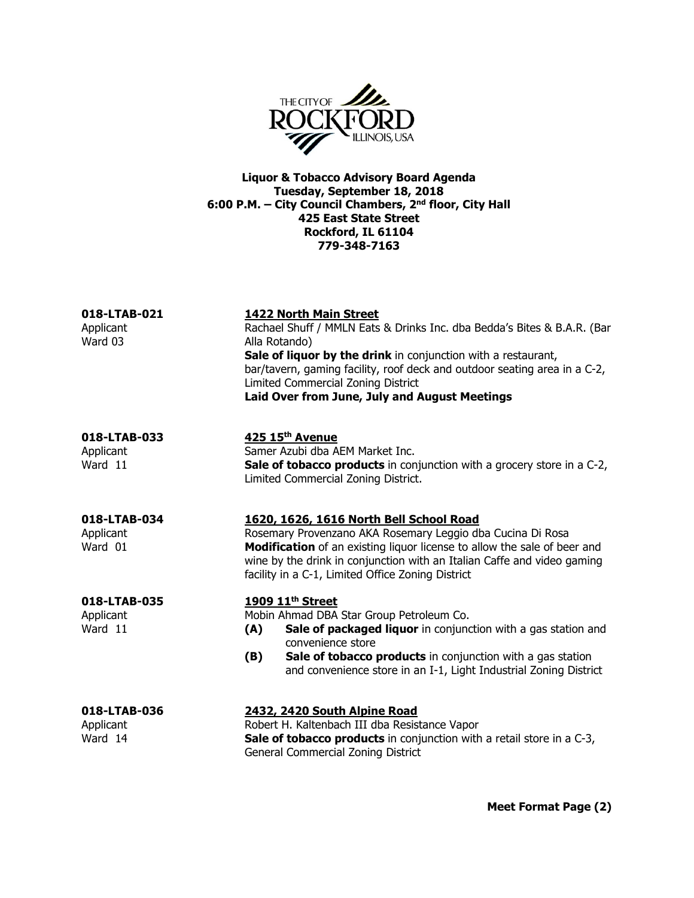# Liquor & Tobacco Advisory Board Agenda

**Tuesday, September 18, 2018**
**6:00 P.M. – City Council Chambers, 2nd floor, City Hall**
**425 East State Street**
**Rockford, IL 61104**
**779-348-7163**

**018-LTAB-021**
Applicant
Ward 03

**1422 North Main Street**
Rachael Shuff / MMLN Eats & Drinks Inc. dba Bedda's Bites & B.A.R. (Bar Alla Rotando)
**Sale of liquor by the drink** in conjunction with a restaurant, bar/tavern, gaming facility, roof deck and outdoor seating area in a C-2, Limited Commercial Zoning District
**Laid Over from June, July and August Meetings**

**018-LTAB-033**
Applicant
Ward 11

**425 15th Avenue**
Samer Azubi dba AEM Market Inc.
**Sale of tobacco products** in conjunction with a grocery store in a C-2, Limited Commercial Zoning District.

**018-LTAB-034**
Applicant
Ward 01

**1620, 1626, 1616 North Bell School Road**
Rosemary Provenzano AKA Rosemary Leggio dba Cucina Di Rosa
**Modification** of an existing liquor license to allow the sale of beer and wine by the drink in conjunction with an Italian Caffe and video gaming facility in a C-1, Limited Office Zoning District

**018-LTAB-035**
Applicant
Ward 11

**1909 11th Street**
Mobin Ahmad DBA Star Group Petroleum Co.

- **(A)** **Sale of packaged liquor** in conjunction with a gas station and convenience store
- **(B)** **Sale of tobacco products** in conjunction with a gas station and convenience store in an I-1, Light Industrial Zoning District

**018-LTAB-036**
Applicant
Ward 14

**2432, 2420 South Alpine Road**
Robert H. Kaltenbach III dba Resistance Vapor
**Sale of tobacco products** in conjunction with a retail store in a C-3, General Commercial Zoning District

**Meet Format Page (2)**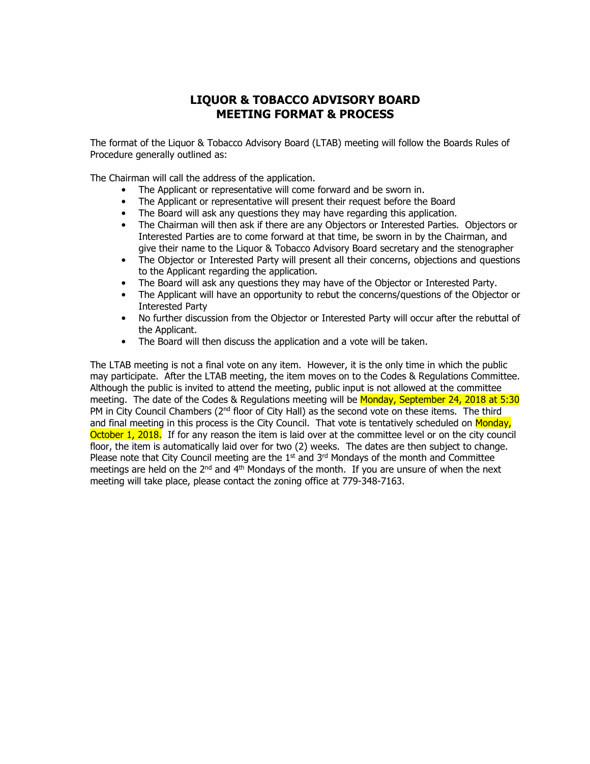# LIQUOR & TOBACCO ADVISORY BOARD
# MEETING FORMAT & PROCESS

The format of the Liquor & Tobacco Advisory Board (LTAB) meeting will follow the Boards Rules of Procedure generally outlined as:

The Chairman will call the address of the application.

- The Applicant or representative will come forward and be sworn in.
- The Applicant or representative will present their request before the Board
- The Board will ask any questions they may have regarding this application.
- The Chairman will then ask if there are any Objectors or Interested Parties. Objectors or Interested Parties are to come forward at that time, be sworn in by the Chairman, and give their name to the Liquor & Tobacco Advisory Board secretary and the stenographer
- The Objector or Interested Party will present all their concerns, objections and questions to the Applicant regarding the application.
- The Board will ask any questions they may have of the Objector or Interested Party.
- The Applicant will have an opportunity to rebut the concerns/questions of the Objector or Interested Party
- No further discussion from the Objector or Interested Party will occur after the rebuttal of the Applicant.
- The Board will then discuss the application and a vote will be taken.

The LTAB meeting is not a final vote on any item. However, it is the only time in which the public may participate. After the LTAB meeting, the item moves on to the Codes & Regulations Committee. Although the public is invited to attend the meeting, public input is not allowed at the committee meeting. The date of the Codes & Regulations meeting will be Monday, September 24, 2018 at 5:30 PM in City Council Chambers (2nd floor of City Hall) as the second vote on these items. The third and final meeting in this process is the City Council. That vote is tentatively scheduled on Monday, October 1, 2018. If for any reason the item is laid over at the committee level or on the city council floor, the item is automatically laid over for two (2) weeks. The dates are then subject to change. Please note that City Council meeting are the 1st and 3rd Mondays of the month and Committee meetings are held on the 2nd and 4th Mondays of the month. If you are unsure of when the next meeting will take place, please contact the zoning office at 779-348-7163.